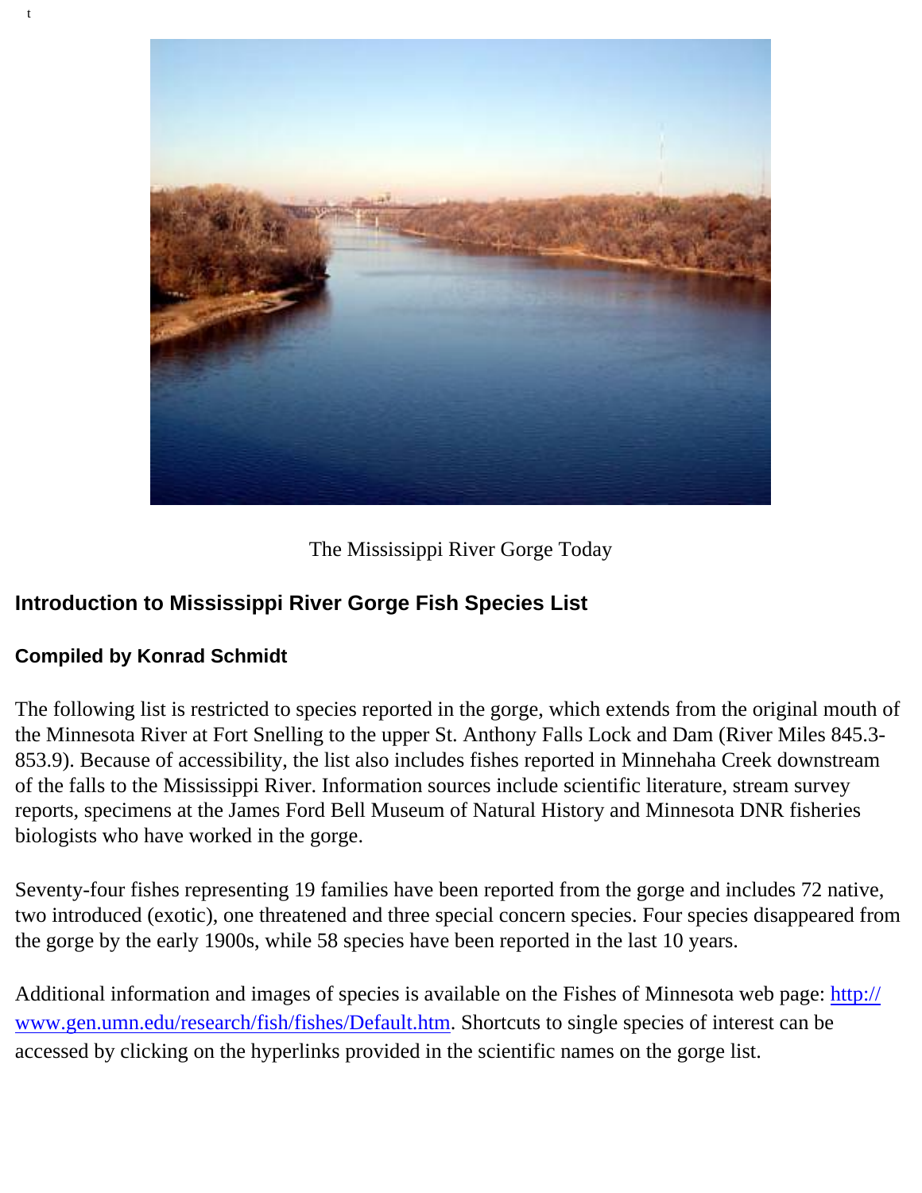The Mississippi River Gorge Today

## Introduction to Mississippi River Gorge Fish Species List

**Compiled by Konrad Schmidt**

The following list is restricted to species reported in the gorge, which extends from the original mouth of the Minnesota River at Fort Snelling to the upper St. Anthony Falls Lock and Dam (River Miles 845.3-853.9). Because of accessibility, the list also includes fishes reported in Minnehaha Creek downstream of the falls to the Mississippi River. Information sources include scientific literature, stream survey reports, specimens at the James Ford Bell Museum of Natural History and Minnesota DNR fisheries biologists who have worked in the gorge.

Seventy-four fishes representing 19 families have been reported from the gorge and includes 72 native, two introduced (exotic), one threatened and three special concern species. Four species disappeared from the gorge by the early 1900s, while 58 species have been reported in the last 10 years.

Additional information and images of species is available on the Fishes of Minnesota web page: [http://www.gen.umn.edu/research/fish/fishes/Default.htm](http://www.gen.umn.edu/research/fish/fishes/Default.htm). Shortcuts to single species of interest can be accessed by clicking on the hyperlinks provided in the scientific names on the gorge list.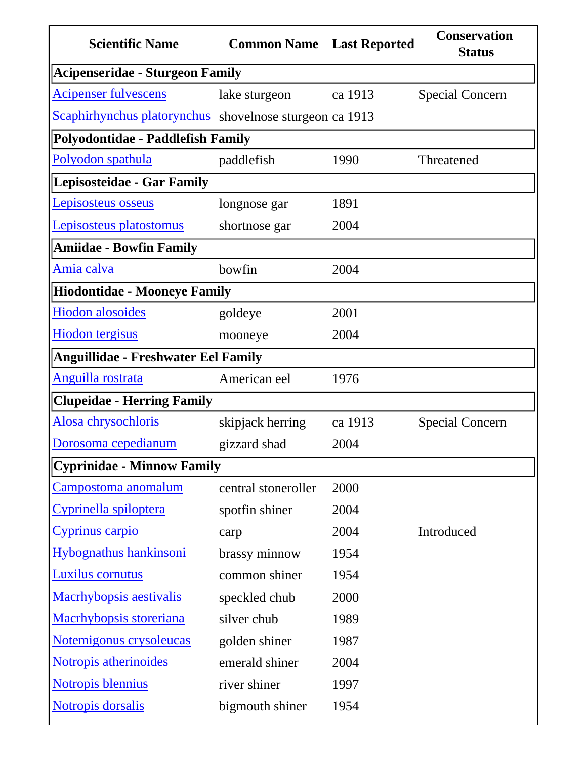| Scientific Name | Common Name | Last Reported | Conservation Status |
| --- | --- | --- | --- |
| **Acipenseridae - Sturgeon Family** | | | |
| Acipenser fulvescens | lake sturgeon | ca 1913 | Special Concern |
| Scaphirhynchus platorynchus | shovelnose sturgeon | ca 1913 | |
| **Polyodontidae - Paddlefish Family** | | | |
| Polyodon spathula | paddlefish | 1990 | Threatened |
| **Lepisosteidae - Gar Family** | | | |
| Lepisosteus osseus | longnose gar | 1891 | |
| Lepisosteus platostomus | shortnose gar | 2004 | |
| **Amiidae - Bowfin Family** | | | |
| Amia calva | bowfin | 2004 | |
| **Hiodontidae - Mooneye Family** | | | |
| Hiodon alosoides | goldeye | 2001 | |
| Hiodon tergisus | mooneye | 2004 | |
| **Anguillidae - Freshwater Eel Family** | | | |
| Anguilla rostrata | American eel | 1976 | |
| **Clupeidae - Herring Family** | | | |
| Alosa chrysochloris | skipjack herring | ca 1913 | Special Concern |
| Dorosoma cepedianum | gizzard shad | 2004 | |
| **Cyprinidae - Minnow Family** | | | |
| Campostoma anomalum | central stoneroller | 2000 | |
| Cyprinella spiloptera | spotfin shiner | 2004 | |
| Cyprinus carpio | carp | 2004 | Introduced |
| Hybognathus hankinsoni | brassy minnow | 1954 | |
| Luxilus cornutus | common shiner | 1954 | |
| Macrhybopsis aestivalis | speckled chub | 2000 | |
| Macrhybopsis storeriana | silver chub | 1989 | |
| Notemigonus crysoleucas | golden shiner | 1987 | |
| Notropis atherinoides | emerald shiner | 2004 | |
| Notropis blennius | river shiner | 1997 | |
| Notropis dorsalis | bigmouth shiner | 1954 | |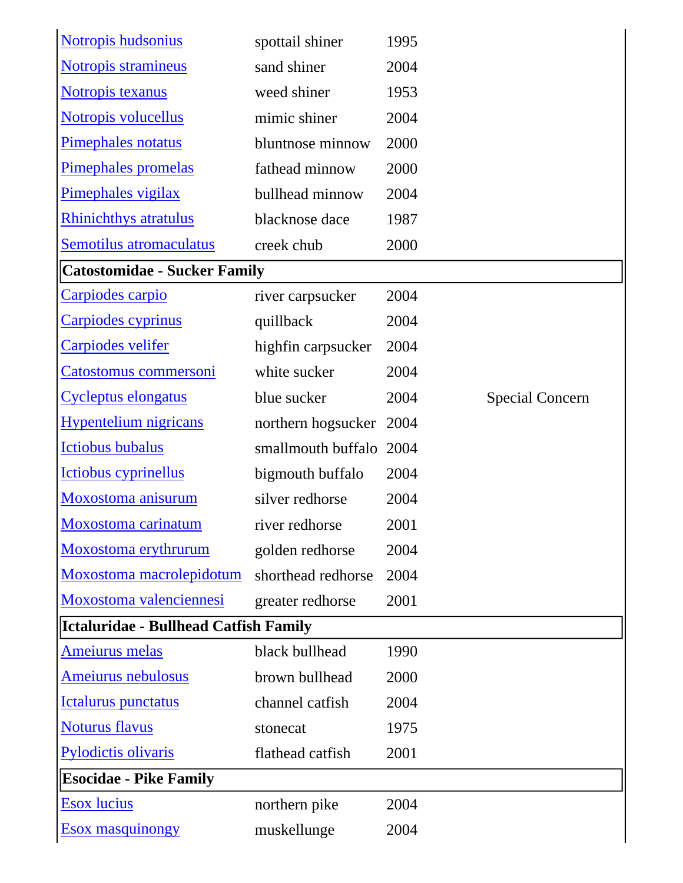| | | | |
|---|---|---|---|
| Notropis hudsonius | spottail shiner | 1995 | |
| Notropis stramineus | sand shiner | 2004 | |
| Notropis texanus | weed shiner | 1953 | |
| Notropis volucellus | mimic shiner | 2004 | |
| Pimephales notatus | bluntnose minnow | 2000 | |
| Pimephales promelas | fathead minnow | 2000 | |
| Pimephales vigilax | bullhead minnow | 2004 | |
| Rhinichthys atratulus | blacknose dace | 1987 | |
| Semotilus atromaculatus | creek chub | 2000 | |
| **Catostomidae - Sucker Family** | | | |
| Carpiodes carpio | river carpsucker | 2004 | |
| Carpiodes cyprinus | quillback | 2004 | |
| Carpiodes velifer | highfin carpsucker | 2004 | |
| Catostomus commersoni | white sucker | 2004 | |
| Cycleptus elongatus | blue sucker | 2004 | Special Concern |
| Hypentelium nigricans | northern hogsucker | 2004 | |
| Ictiobus bubalus | smallmouth buffalo | 2004 | |
| Ictiobus cyprinellus | bigmouth buffalo | 2004 | |
| Moxostoma anisurum | silver redhorse | 2004 | |
| Moxostoma carinatum | river redhorse | 2001 | |
| Moxostoma erythrurum | golden redhorse | 2004 | |
| Moxostoma macrolepidotum | shorthead redhorse | 2004 | |
| Moxostoma valenciennesi | greater redhorse | 2001 | |
| **Ictaluridae - Bullhead Catfish Family** | | | |
| Ameiurus melas | black bullhead | 1990 | |
| Ameiurus nebulosus | brown bullhead | 2000 | |
| Ictalurus punctatus | channel catfish | 2004 | |
| Noturus flavus | stonecat | 1975 | |
| Pylodictis olivaris | flathead catfish | 2001 | |
| **Esocidae - Pike Family** | | | |
| Esox lucius | northern pike | 2004 | |
| Esox masquinongy | muskellunge | 2004 | |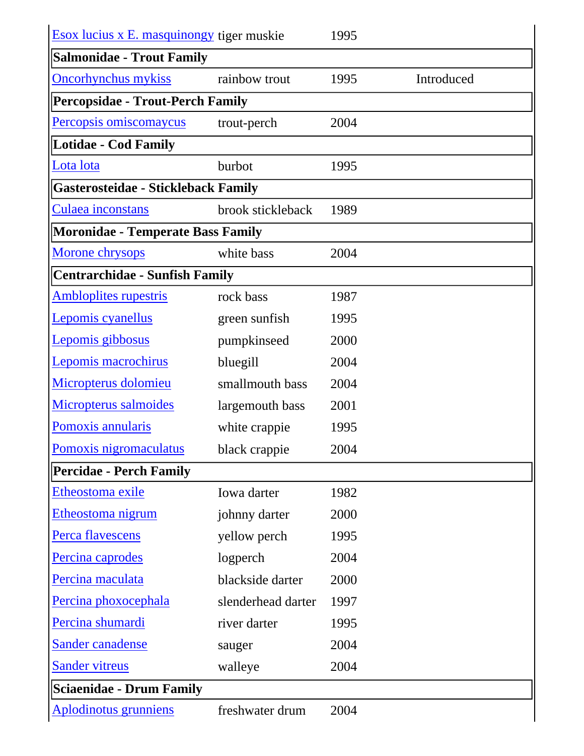| | | | |
|---|---|---|---|
| Esox lucius x E. masquinongy | tiger muskie | 1995 | |
| **Salmonidae - Trout Family** | | | |
| Oncorhynchus mykiss | rainbow trout | 1995 | Introduced |
| **Percopsidae - Trout-Perch Family** | | | |
| Percopsis omiscomaycus | trout-perch | 2004 | |
| **Lotidae - Cod Family** | | | |
| Lota lota | burbot | 1995 | |
| **Gasterosteidae - Stickleback Family** | | | |
| Culaea inconstans | brook stickleback | 1989 | |
| **Moronidae - Temperate Bass Family** | | | |
| Morone chrysops | white bass | 2004 | |
| **Centrarchidae - Sunfish Family** | | | |
| Ambloplites rupestris | rock bass | 1987 | |
| Lepomis cyanellus | green sunfish | 1995 | |
| Lepomis gibbosus | pumpkinseed | 2000 | |
| Lepomis macrochirus | bluegill | 2004 | |
| Micropterus dolomieu | smallmouth bass | 2004 | |
| Micropterus salmoides | largemouth bass | 2001 | |
| Pomoxis annularis | white crappie | 1995 | |
| Pomoxis nigromaculatus | black crappie | 2004 | |
| **Percidae - Perch Family** | | | |
| Etheostoma exile | Iowa darter | 1982 | |
| Etheostoma nigrum | johnny darter | 2000 | |
| Perca flavescens | yellow perch | 1995 | |
| Percina caprodes | logperch | 2004 | |
| Percina maculata | blackside darter | 2000 | |
| Percina phoxocephala | slenderhead darter | 1997 | |
| Percina shumardi | river darter | 1995 | |
| Sander canadense | sauger | 2004 | |
| Sander vitreus | walleye | 2004 | |
| **Sciaenidae - Drum Family** | | | |
| Aplodinotus grunniens | freshwater drum | 2004 | |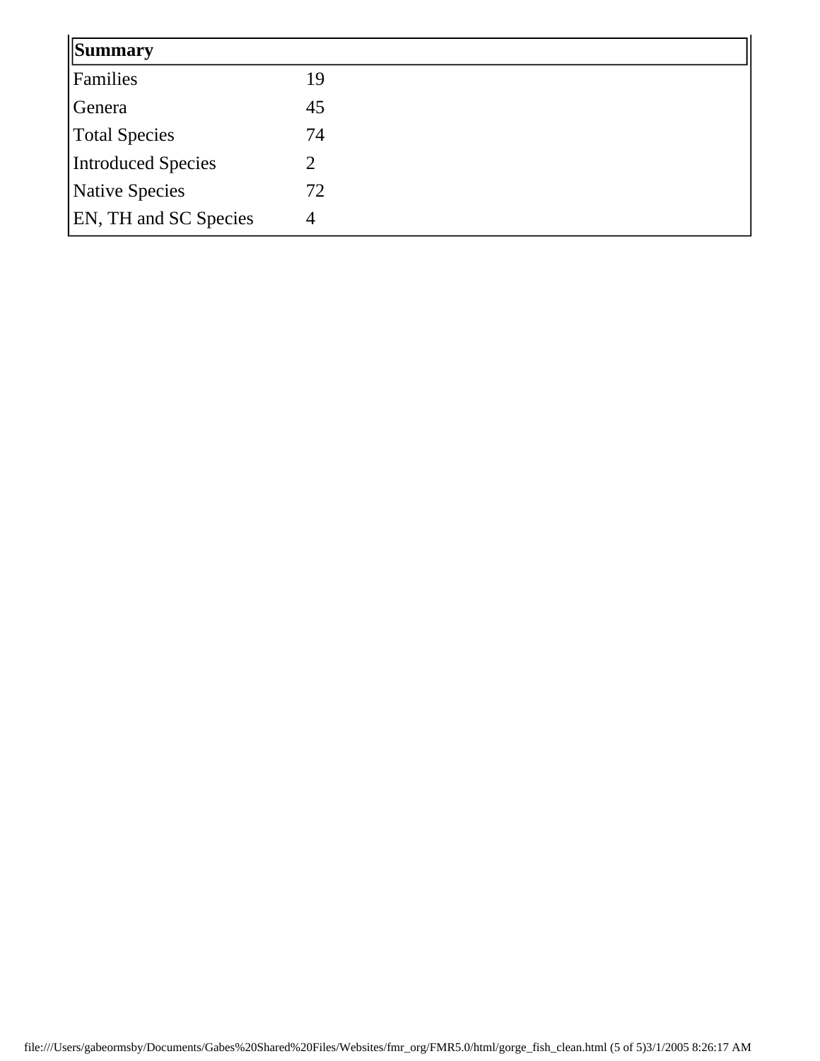| Summary | |
|---|---|
| Families | 19 |
| Genera | 45 |
| Total Species | 74 |
| Introduced Species | 2 |
| Native Species | 72 |
| EN, TH and SC Species | 4 |